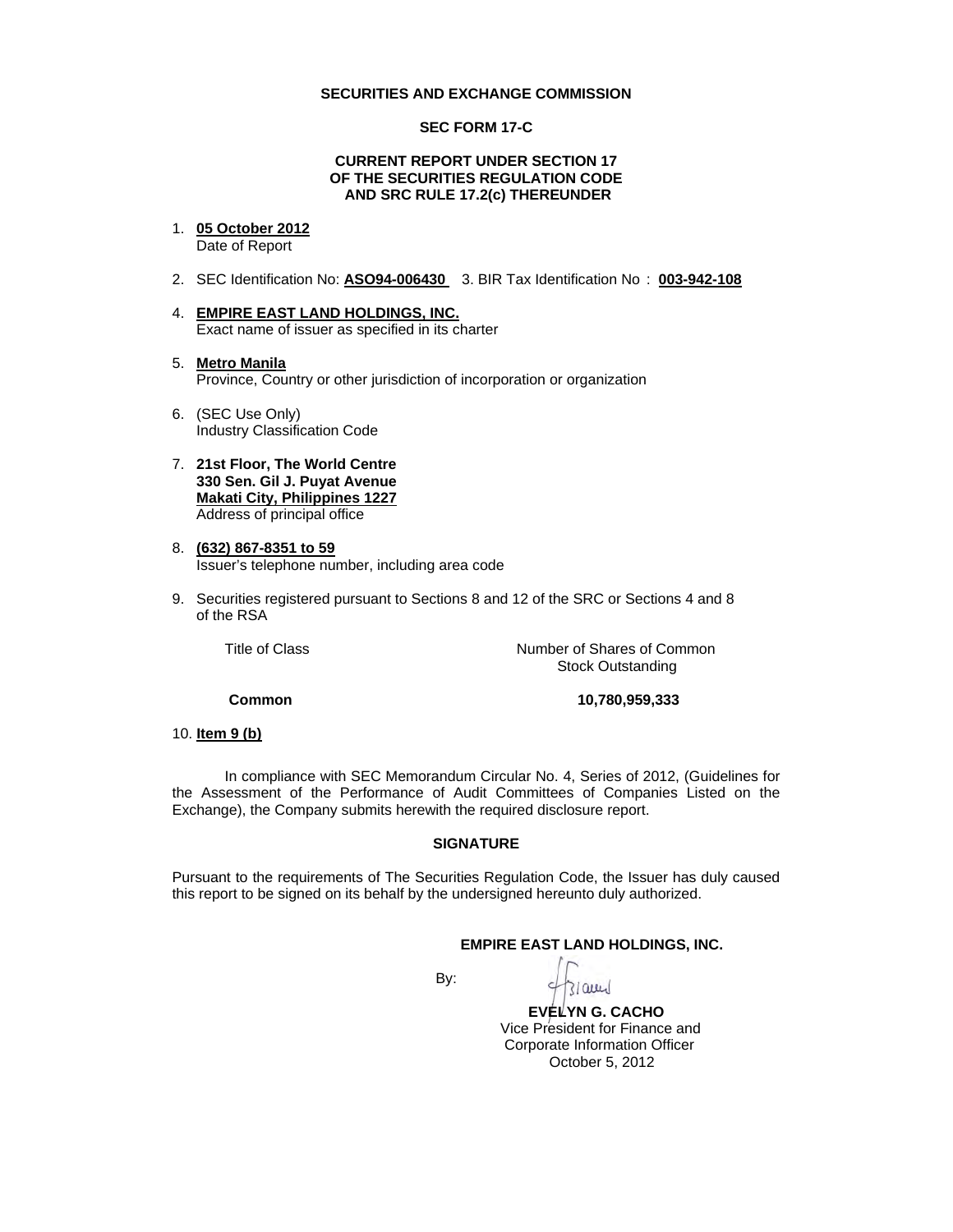**SECURITIES AND EXCHANGE COMMISSION**

**SEC FORM 17-C**

**CURRENT REPORT UNDER SECTION 17**
**OF THE SECURITIES REGULATION CODE**
**AND SRC RULE 17.2(c) THEREUNDER**

1. **05 October 2012**
   Date of Report

2. SEC Identification No: **ASO94-006430** 3. BIR Tax Identification No : **003-942-108**

4. **EMPIRE EAST LAND HOLDINGS, INC.**
   Exact name of issuer as specified in its charter

5. **Metro Manila**
   Province, Country or other jurisdiction of incorporation or organization

6. (SEC Use Only)
   Industry Classification Code

7. **21st Floor, The World Centre**
   **330 Sen. Gil J. Puyat Avenue**
   **Makati City, Philippines 1227**
   Address of principal office

8. **(632) 867-8351 to 59**
   Issuer's telephone number, including area code

9. Securities registered pursuant to Sections 8 and 12 of the SRC or Sections 4 and 8 of the RSA

| Title of Class | Number of Shares of Common Stock Outstanding |
|---|---|
| **Common** | **10,780,959,333** |

10. **Item 9 (b)**

In compliance with SEC Memorandum Circular No. 4, Series of 2012, (Guidelines for the Assessment of the Performance of Audit Committees of Companies Listed on the Exchange), the Company submits herewith the required disclosure report.

**SIGNATURE**

Pursuant to the requirements of The Securities Regulation Code, the Issuer has duly caused this report to be signed on its behalf by the undersigned hereunto duly authorized.

**EMPIRE EAST LAND HOLDINGS, INC.**

By:

**EVELYN G. CACHO**
Vice President for Finance and
Corporate Information Officer
October 5, 2012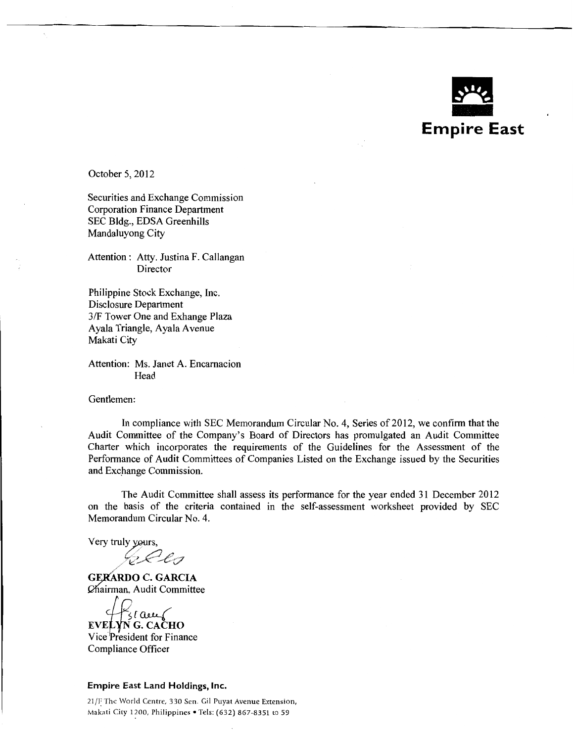**Empire East**

October 5, 2012

Securities and Exchange Commission
Corporation Finance Department
SEC Bldg., EDSA Greenhills
Mandaluyong City

Attention : Atty. Justina F. Callangan
Director

Philippine Stock Exchange, Inc.
Disclosure Department
3/F Tower One and Exhange Plaza
Ayala Triangle, Ayala Avenue
Makati City

Attention: Ms. Janet A. Encarnacion
Head

Gentlemen:

In compliance with SEC Memorandum Circular No. 4, Series of 2012, we confirm that the Audit Committee of the Company's Board of Directors has promulgated an Audit Committee Charter which incorporates the requirements of the Guidelines for the Assessment of the Performance of Audit Committees of Companies Listed on the Exchange issued by the Securities and Exchange Commission.

The Audit Committee shall assess its performance for the year ended 31 December 2012 on the basis of the criteria contained in the self-assessment worksheet provided by SEC Memorandum Circular No. 4.

Very truly yours,

**GERARDO C. GARCIA**
Chairman, Audit Committee

**EVELYN G. CACHO**
Vice President for Finance
Compliance Officer

**Empire East Land Holdings, Inc.**

21/F The World Centre, 330 Sen. Gil Puyat Avenue Extension,
Makati City 1200, Philippines • Tels: (632) 867-8351 to 59